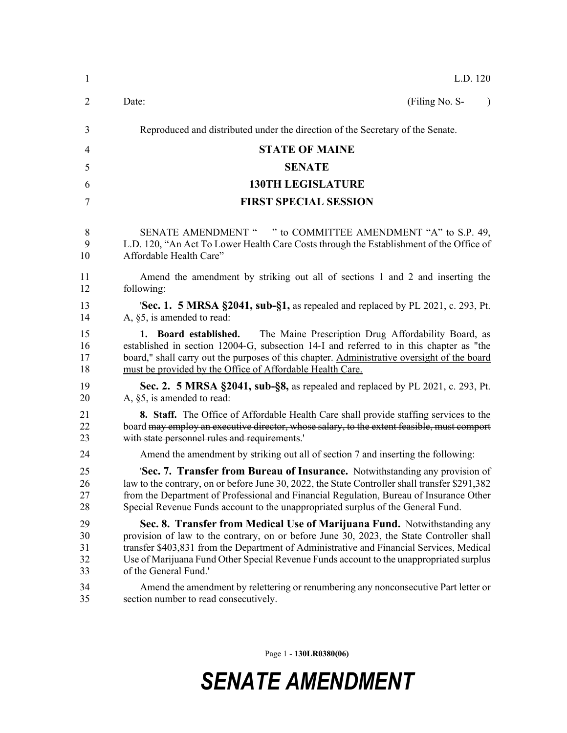L.D. 120

Date: (Filing No. S- )

Reproduced and distributed under the direction of the Secretary of the Senate.

# STATE OF MAINE
## SENATE
## 130TH LEGISLATURE
## FIRST SPECIAL SESSION

SENATE AMENDMENT " " to COMMITTEE AMENDMENT "A" to S.P. 49, L.D. 120, "An Act To Lower Health Care Costs through the Establishment of the Office of Affordable Health Care"

Amend the amendment by striking out all of sections 1 and 2 and inserting the following:

'**Sec. 1. 5 MRSA §2041, sub-§1,** as repealed and replaced by PL 2021, c. 293, Pt. A, §5, is amended to read:

**1. Board established.** The Maine Prescription Drug Affordability Board, as established in section 12004-G, subsection 14-I and referred to in this chapter as "the board," shall carry out the purposes of this chapter. <u>Administrative oversight of the board must be provided by the Office of Affordable Health Care.</u>

**Sec. 2. 5 MRSA §2041, sub-§8,** as repealed and replaced by PL 2021, c. 293, Pt. A, §5, is amended to read:

**8. Staff.** The <u>Office of Affordable Health Care shall provide staffing services to the</u> board ~~may employ an executive director, whose salary, to the extent feasible, must comport with state personnel rules and requirements~~.'

Amend the amendment by striking out all of section 7 and inserting the following:

'**Sec. 7. Transfer from Bureau of Insurance.** Notwithstanding any provision of law to the contrary, on or before June 30, 2022, the State Controller shall transfer $291,382 from the Department of Professional and Financial Regulation, Bureau of Insurance Other Special Revenue Funds account to the unappropriated surplus of the General Fund.

**Sec. 8. Transfer from Medical Use of Marijuana Fund.** Notwithstanding any provision of law to the contrary, on or before June 30, 2023, the State Controller shall transfer $403,831 from the Department of Administrative and Financial Services, Medical Use of Marijuana Fund Other Special Revenue Funds account to the unappropriated surplus of the General Fund.'

Amend the amendment by relettering or renumbering any nonconsecutive Part letter or section number to read consecutively.

***SENATE AMENDMENT***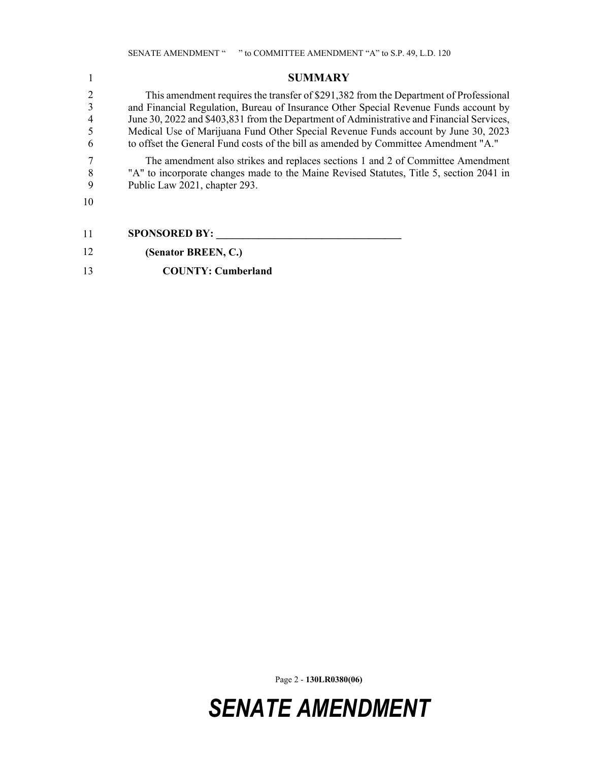## SUMMARY

This amendment requires the transfer of $291,382 from the Department of Professional and Financial Regulation, Bureau of Insurance Other Special Revenue Funds account by June 30, 2022 and $403,831 from the Department of Administrative and Financial Services, Medical Use of Marijuana Fund Other Special Revenue Funds account by June 30, 2023 to offset the General Fund costs of the bill as amended by Committee Amendment "A."

The amendment also strikes and replaces sections 1 and 2 of Committee Amendment "A" to incorporate changes made to the Maine Revised Statutes, Title 5, section 2041 in Public Law 2021, chapter 293.

**SPONSORED BY: ___________________________________**

**(Senator BREEN, C.)**

**COUNTY: Cumberland**